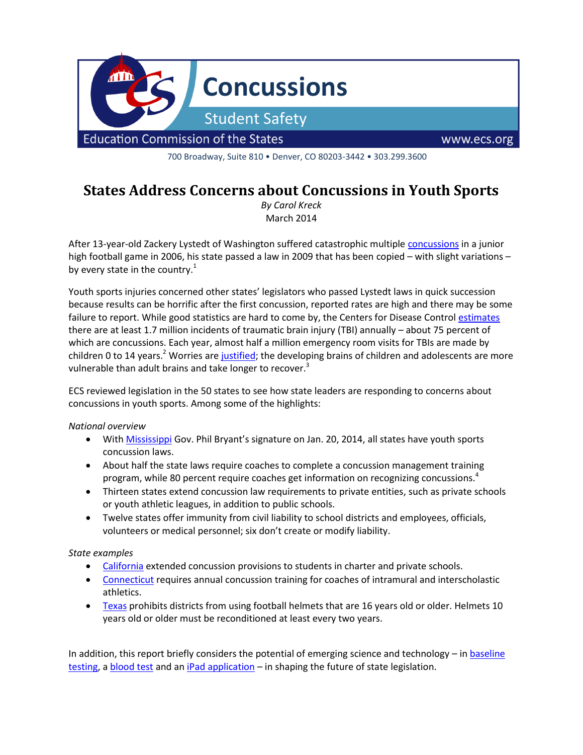# Concussions

## Student Safety

Education Commission of the States — www.ecs.org

700 Broadway, Suite 810 • Denver, CO 80203-3442 • 303.299.3600

# States Address Concerns about Concussions in Youth Sports

*By Carol Kreck*
March 2014

After 13-year-old Zackery Lystedt of Washington suffered catastrophic multiple concussions in a junior high football game in 2006, his state passed a law in 2009 that has been copied – with slight variations – by every state in the country.[1]

Youth sports injuries concerned other states' legislators who passed Lystedt laws in quick succession because results can be horrific after the first concussion, reported rates are high and there may be some failure to report. While good statistics are hard to come by, the Centers for Disease Control estimates there are at least 1.7 million incidents of traumatic brain injury (TBI) annually – about 75 percent of which are concussions. Each year, almost half a million emergency room visits for TBIs are made by children 0 to 14 years.[2] Worries are justified; the developing brains of children and adolescents are more vulnerable than adult brains and take longer to recover.[3]

ECS reviewed legislation in the 50 states to see how state leaders are responding to concerns about concussions in youth sports. Among some of the highlights:

*National overview*

- With Mississippi Gov. Phil Bryant's signature on Jan. 20, 2014, all states have youth sports concussion laws.
- About half the state laws require coaches to complete a concussion management training program, while 80 percent require coaches get information on recognizing concussions.[4]
- Thirteen states extend concussion law requirements to private entities, such as private schools or youth athletic leagues, in addition to public schools.
- Twelve states offer immunity from civil liability to school districts and employees, officials, volunteers or medical personnel; six don't create or modify liability.

*State examples*

- California extended concussion provisions to students in charter and private schools.
- Connecticut requires annual concussion training for coaches of intramural and interscholastic athletics.
- Texas prohibits districts from using football helmets that are 16 years old or older. Helmets 10 years old or older must be reconditioned at least every two years.

In addition, this report briefly considers the potential of emerging science and technology – in baseline testing, a blood test and an iPad application – in shaping the future of state legislation.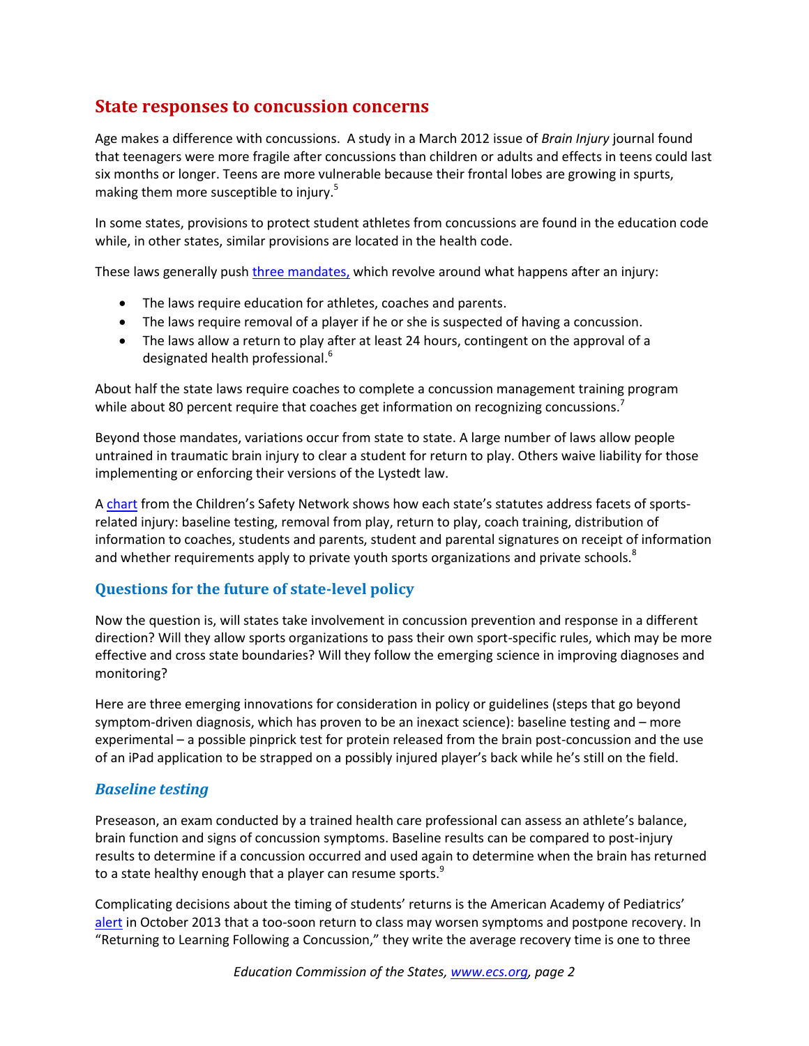## State responses to concussion concerns

Age makes a difference with concussions. A study in a March 2012 issue of *Brain Injury* journal found that teenagers were more fragile after concussions than children or adults and effects in teens could last six months or longer. Teens are more vulnerable because their frontal lobes are growing in spurts, making them more susceptible to injury.[5]

In some states, provisions to protect student athletes from concussions are found in the education code while, in other states, similar provisions are located in the health code.

These laws generally push three mandates, which revolve around what happens after an injury:

- The laws require education for athletes, coaches and parents.
- The laws require removal of a player if he or she is suspected of having a concussion.
- The laws allow a return to play after at least 24 hours, contingent on the approval of a designated health professional.[6]

About half the state laws require coaches to complete a concussion management training program while about 80 percent require that coaches get information on recognizing concussions.[7]

Beyond those mandates, variations occur from state to state. A large number of laws allow people untrained in traumatic brain injury to clear a student for return to play. Others waive liability for those implementing or enforcing their versions of the Lystedt law.

A chart from the Children's Safety Network shows how each state's statutes address facets of sports-related injury: baseline testing, removal from play, return to play, coach training, distribution of information to coaches, students and parents, student and parental signatures on receipt of information and whether requirements apply to private youth sports organizations and private schools.[8]

### Questions for the future of state-level policy

Now the question is, will states take involvement in concussion prevention and response in a different direction? Will they allow sports organizations to pass their own sport-specific rules, which may be more effective and cross state boundaries? Will they follow the emerging science in improving diagnoses and monitoring?

Here are three emerging innovations for consideration in policy or guidelines (steps that go beyond symptom-driven diagnosis, which has proven to be an inexact science): baseline testing and – more experimental – a possible pinprick test for protein released from the brain post-concussion and the use of an iPad application to be strapped on a possibly injured player's back while he's still on the field.

### *Baseline testing*

Preseason, an exam conducted by a trained health care professional can assess an athlete's balance, brain function and signs of concussion symptoms. Baseline results can be compared to post-injury results to determine if a concussion occurred and used again to determine when the brain has returned to a state healthy enough that a player can resume sports.[9]

Complicating decisions about the timing of students' returns is the American Academy of Pediatrics' alert in October 2013 that a too-soon return to class may worsen symptoms and postpone recovery. In "Returning to Learning Following a Concussion," they write the average recovery time is one to three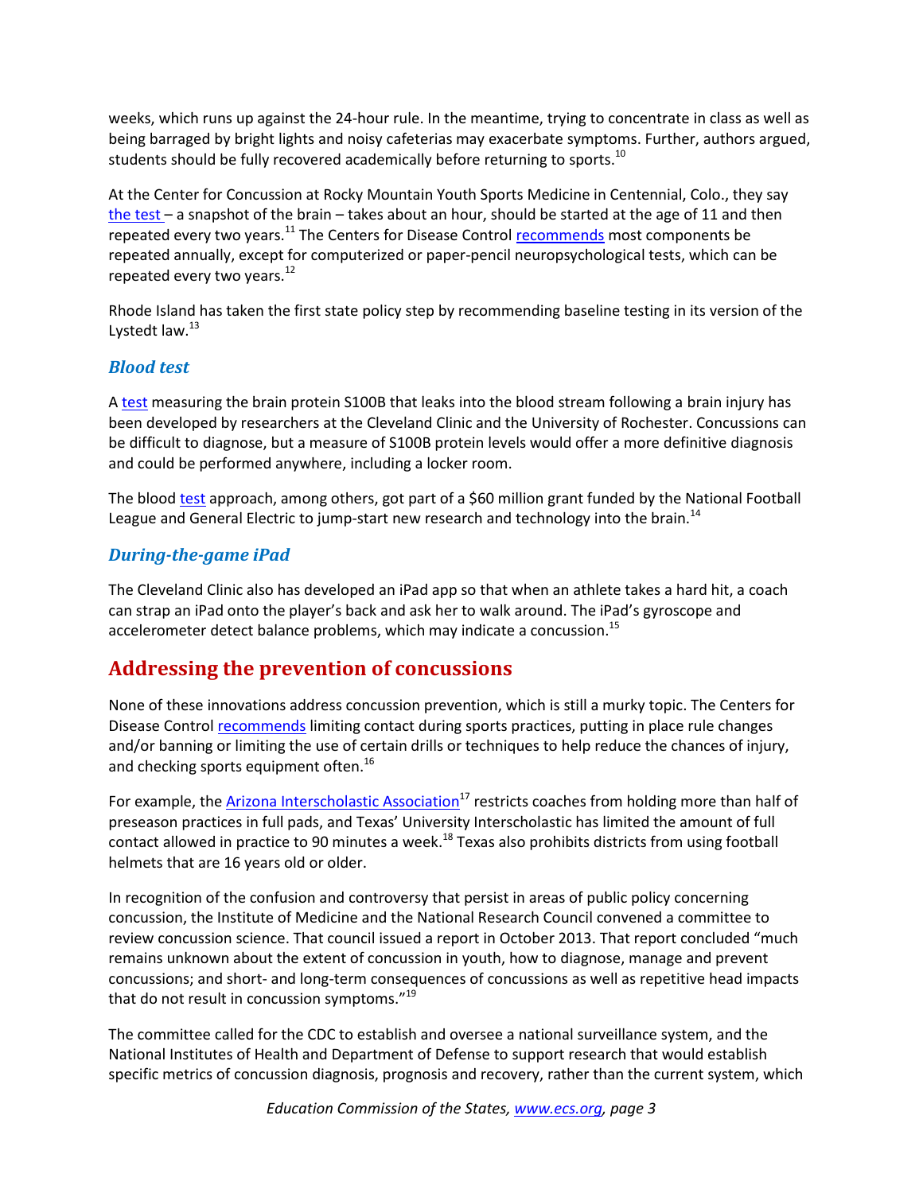weeks, which runs up against the 24-hour rule. In the meantime, trying to concentrate in class as well as being barraged by bright lights and noisy cafeterias may exacerbate symptoms. Further, authors argued, students should be fully recovered academically before returning to sports.[10]

At the Center for Concussion at Rocky Mountain Youth Sports Medicine in Centennial, Colo., they say the test – a snapshot of the brain – takes about an hour, should be started at the age of 11 and then repeated every two years.[11] The Centers for Disease Control recommends most components be repeated annually, except for computerized or paper-pencil neuropsychological tests, which can be repeated every two years.[12]

Rhode Island has taken the first state policy step by recommending baseline testing in its version of the Lystedt law.[13]

### *Blood test*

A test measuring the brain protein S100B that leaks into the blood stream following a brain injury has been developed by researchers at the Cleveland Clinic and the University of Rochester. Concussions can be difficult to diagnose, but a measure of S100B protein levels would offer a more definitive diagnosis and could be performed anywhere, including a locker room.

The blood test approach, among others, got part of a $60 million grant funded by the National Football League and General Electric to jump-start new research and technology into the brain.[14]

### *During-the-game iPad*

The Cleveland Clinic also has developed an iPad app so that when an athlete takes a hard hit, a coach can strap an iPad onto the player's back and ask her to walk around. The iPad's gyroscope and accelerometer detect balance problems, which may indicate a concussion.[15]

## Addressing the prevention of concussions

None of these innovations address concussion prevention, which is still a murky topic. The Centers for Disease Control recommends limiting contact during sports practices, putting in place rule changes and/or banning or limiting the use of certain drills or techniques to help reduce the chances of injury, and checking sports equipment often.[16]

For example, the Arizona Interscholastic Association[17] restricts coaches from holding more than half of preseason practices in full pads, and Texas' University Interscholastic has limited the amount of full contact allowed in practice to 90 minutes a week.[18] Texas also prohibits districts from using football helmets that are 16 years old or older.

In recognition of the confusion and controversy that persist in areas of public policy concerning concussion, the Institute of Medicine and the National Research Council convened a committee to review concussion science. That council issued a report in October 2013. That report concluded "much remains unknown about the extent of concussion in youth, how to diagnose, manage and prevent concussions; and short- and long-term consequences of concussions as well as repetitive head impacts that do not result in concussion symptoms."[19]

The committee called for the CDC to establish and oversee a national surveillance system, and the National Institutes of Health and Department of Defense to support research that would establish specific metrics of concussion diagnosis, prognosis and recovery, rather than the current system, which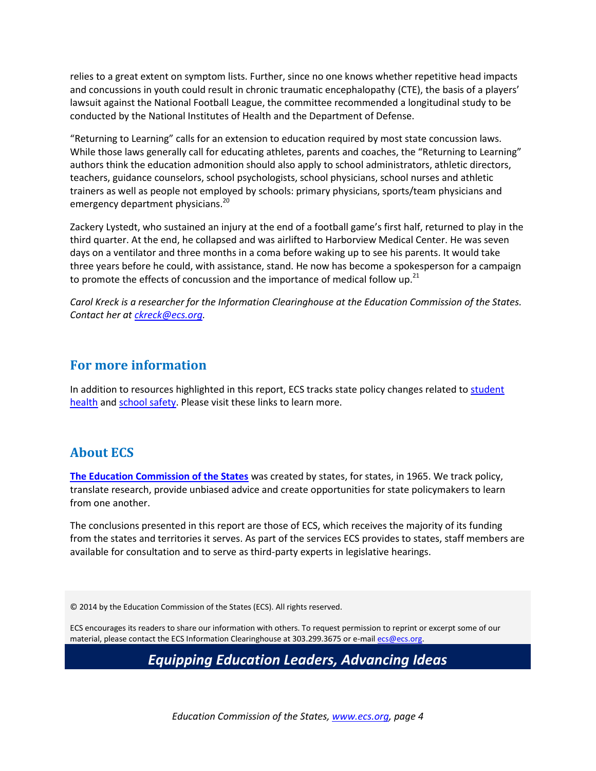relies to a great extent on symptom lists. Further, since no one knows whether repetitive head impacts and concussions in youth could result in chronic traumatic encephalopathy (CTE), the basis of a players' lawsuit against the National Football League, the committee recommended a longitudinal study to be conducted by the National Institutes of Health and the Department of Defense.

"Returning to Learning" calls for an extension to education required by most state concussion laws. While those laws generally call for educating athletes, parents and coaches, the "Returning to Learning" authors think the education admonition should also apply to school administrators, athletic directors, teachers, guidance counselors, school psychologists, school physicians, school nurses and athletic trainers as well as people not employed by schools: primary physicians, sports/team physicians and emergency department physicians.[20]

Zackery Lystedt, who sustained an injury at the end of a football game's first half, returned to play in the third quarter. At the end, he collapsed and was airlifted to Harborview Medical Center. He was seven days on a ventilator and three months in a coma before waking up to see his parents. It would take three years before he could, with assistance, stand. He now has become a spokesperson for a campaign to promote the effects of concussion and the importance of medical follow up.[21]

*Carol Kreck is a researcher for the Information Clearinghouse at the Education Commission of the States. Contact her at ckreck@ecs.org.*

## For more information

In addition to resources highlighted in this report, ECS tracks state policy changes related to student health and school safety. Please visit these links to learn more.

## About ECS

**The Education Commission of the States** was created by states, for states, in 1965. We track policy, translate research, provide unbiased advice and create opportunities for state policymakers to learn from one another.

The conclusions presented in this report are those of ECS, which receives the majority of its funding from the states and territories it serves. As part of the services ECS provides to states, staff members are available for consultation and to serve as third-party experts in legislative hearings.

© 2014 by the Education Commission of the States (ECS). All rights reserved.

ECS encourages its readers to share our information with others. To request permission to reprint or excerpt some of our material, please contact the ECS Information Clearinghouse at 303.299.3675 or e-mail ecs@ecs.org.

***Equipping Education Leaders, Advancing Ideas***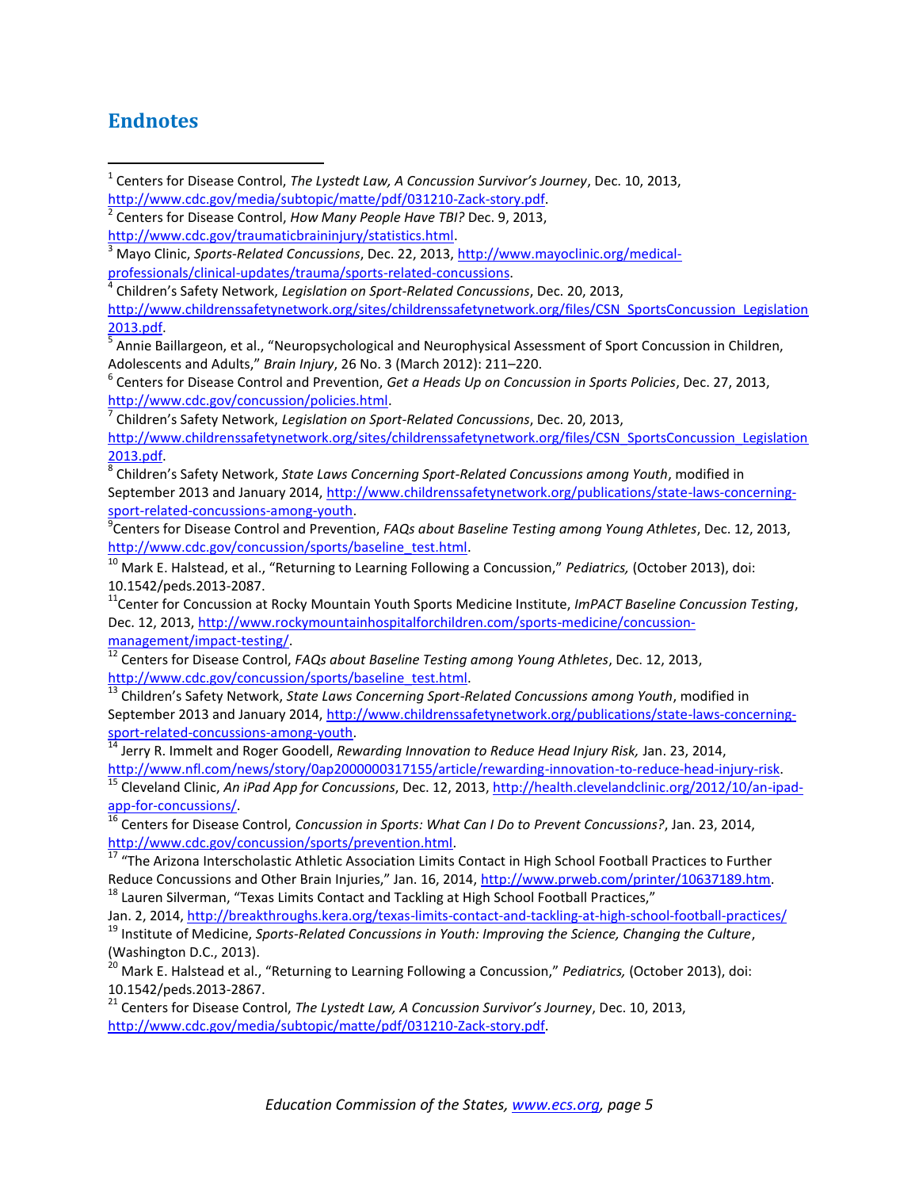## Endnotes

[1] Centers for Disease Control, *The Lystedt Law, A Concussion Survivor's Journey*, Dec. 10, 2013, http://www.cdc.gov/media/subtopic/matte/pdf/031210-Zack-story.pdf.

[2] Centers for Disease Control, *How Many People Have TBI?* Dec. 9, 2013, http://www.cdc.gov/traumaticbraininjury/statistics.html.

[3] Mayo Clinic, *Sports-Related Concussions*, Dec. 22, 2013, http://www.mayoclinic.org/medical-professionals/clinical-updates/trauma/sports-related-concussions.

[4] Children's Safety Network, *Legislation on Sport-Related Concussions*, Dec. 20, 2013, http://www.childrenssafetynetwork.org/sites/childrenssafetynetwork.org/files/CSN_SportsConcussion_Legislation2013.pdf.

[5] Annie Baillargeon, et al., "Neuropsychological and Neurophysical Assessment of Sport Concussion in Children, Adolescents and Adults," *Brain Injury*, 26 No. 3 (March 2012): 211–220.

[6] Centers for Disease Control and Prevention, *Get a Heads Up on Concussion in Sports Policies*, Dec. 27, 2013, http://www.cdc.gov/concussion/policies.html.

[7] Children's Safety Network, *Legislation on Sport-Related Concussions*, Dec. 20, 2013, http://www.childrenssafetynetwork.org/sites/childrenssafetynetwork.org/files/CSN_SportsConcussion_Legislation2013.pdf.

[8] Children's Safety Network, *State Laws Concerning Sport-Related Concussions among Youth*, modified in September 2013 and January 2014, http://www.childrenssafetynetwork.org/publications/state-laws-concerning-sport-related-concussions-among-youth.

[9] Centers for Disease Control and Prevention, *FAQs about Baseline Testing among Young Athletes*, Dec. 12, 2013, http://www.cdc.gov/concussion/sports/baseline_test.html.

[10] Mark E. Halstead, et al., "Returning to Learning Following a Concussion," *Pediatrics,* (October 2013), doi: 10.1542/peds.2013-2087.

[11] Center for Concussion at Rocky Mountain Youth Sports Medicine Institute, *ImPACT Baseline Concussion Testing*, Dec. 12, 2013, http://www.rockymountainhospitalforchildren.com/sports-medicine/concussion-management/impact-testing/.

[12] Centers for Disease Control, *FAQs about Baseline Testing among Young Athletes*, Dec. 12, 2013, http://www.cdc.gov/concussion/sports/baseline_test.html.

[13] Children's Safety Network, *State Laws Concerning Sport-Related Concussions among Youth*, modified in September 2013 and January 2014, http://www.childrenssafetynetwork.org/publications/state-laws-concerning-sport-related-concussions-among-youth.

[14] Jerry R. Immelt and Roger Goodell, *Rewarding Innovation to Reduce Head Injury Risk,* Jan. 23, 2014, http://www.nfl.com/news/story/0ap2000000317155/article/rewarding-innovation-to-reduce-head-injury-risk.

[15] Cleveland Clinic, *An iPad App for Concussions*, Dec. 12, 2013, http://health.clevelandclinic.org/2012/10/an-ipad-app-for-concussions/.

[16] Centers for Disease Control, *Concussion in Sports: What Can I Do to Prevent Concussions?*, Jan. 23, 2014, http://www.cdc.gov/concussion/sports/prevention.html.

[17] "The Arizona Interscholastic Athletic Association Limits Contact in High School Football Practices to Further Reduce Concussions and Other Brain Injuries," Jan. 16, 2014, http://www.prweb.com/printer/10637189.htm.

[18] Lauren Silverman, "Texas Limits Contact and Tackling at High School Football Practices," Jan. 2, 2014, http://breakthroughs.kera.org/texas-limits-contact-and-tackling-at-high-school-football-practices/

[19] Institute of Medicine, *Sports-Related Concussions in Youth: Improving the Science, Changing the Culture*, (Washington D.C., 2013).

[20] Mark E. Halstead et al., "Returning to Learning Following a Concussion," *Pediatrics,* (October 2013), doi: 10.1542/peds.2013-2867.

[21] Centers for Disease Control, *The Lystedt Law, A Concussion Survivor's Journey*, Dec. 10, 2013, http://www.cdc.gov/media/subtopic/matte/pdf/031210-Zack-story.pdf.